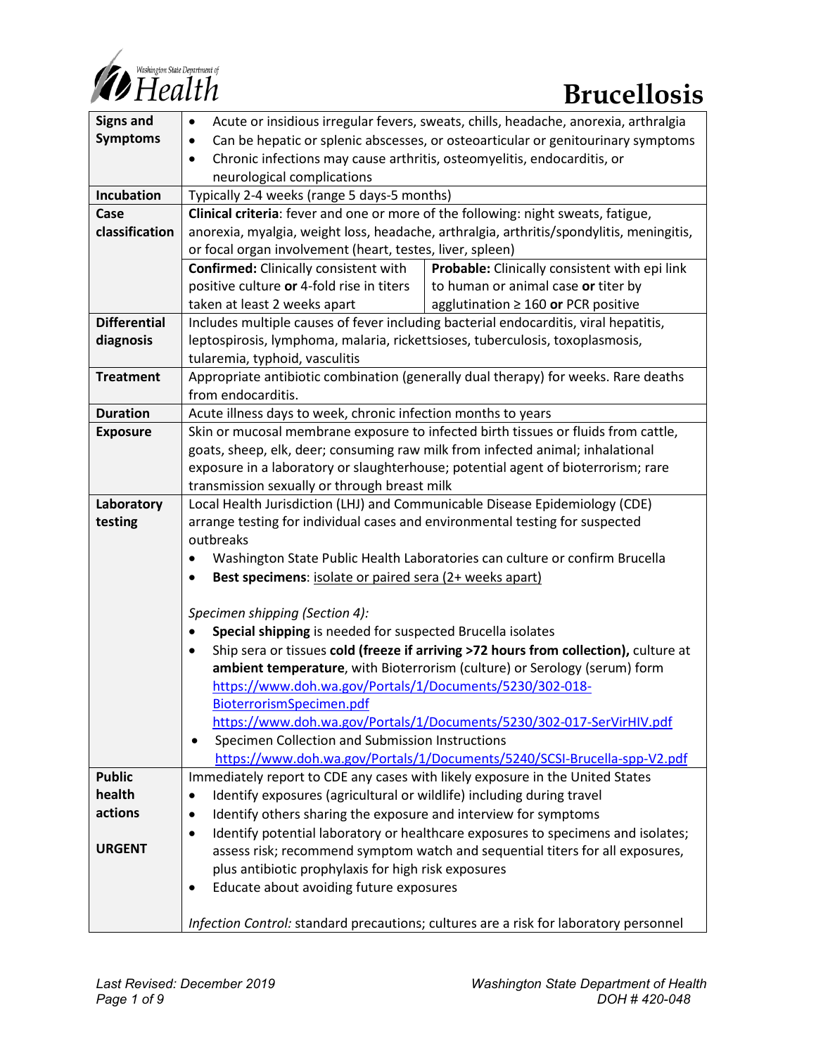# Brucellosis

| | | |
|---|---|---|
| **Signs and Symptoms** | • Acute or insidious irregular fevers, sweats, chills, headache, anorexia, arthralgia<br>• Can be hepatic or splenic abscesses, or osteoarticular or genitourinary symptoms<br>• Chronic infections may cause arthritis, osteomyelitis, endocarditis, or neurological complications | |
| **Incubation** | Typically 2-4 weeks (range 5 days-5 months) | |
| **Case classification** | **Clinical criteria**: fever and one or more of the following: night sweats, fatigue, anorexia, myalgia, weight loss, headache, arthralgia, arthritis/spondylitis, meningitis, or focal organ involvement (heart, testes, liver, spleen) | |
| | **Confirmed:** Clinically consistent with positive culture **or** 4-fold rise in titers taken at least 2 weeks apart | **Probable:** Clinically consistent with epi link to human or animal case **or** titer by agglutination ≥ 160 **or** PCR positive |
| **Differential diagnosis** | Includes multiple causes of fever including bacterial endocarditis, viral hepatitis, leptospirosis, lymphoma, malaria, rickettsioses, tuberculosis, toxoplasmosis, tularemia, typhoid, vasculitis | |
| **Treatment** | Appropriate antibiotic combination (generally dual therapy) for weeks. Rare deaths from endocarditis. | |
| **Duration** | Acute illness days to week, chronic infection months to years | |
| **Exposure** | Skin or mucosal membrane exposure to infected birth tissues or fluids from cattle, goats, sheep, elk, deer; consuming raw milk from infected animal; inhalational exposure in a laboratory or slaughterhouse; potential agent of bioterrorism; rare transmission sexually or through breast milk | |
| **Laboratory testing** | Local Health Jurisdiction (LHJ) and Communicable Disease Epidemiology (CDE) arrange testing for individual cases and environmental testing for suspected outbreaks<br>• Washington State Public Health Laboratories can culture or confirm Brucella<br>• **Best specimens**: isolate or paired sera (2+ weeks apart)<br><br>*Specimen shipping (Section 4):*<br>• **Special shipping** is needed for suspected Brucella isolates<br>• Ship sera or tissues **cold (freeze if arriving >72 hours from collection),** culture at **ambient temperature**, with Bioterrorism (culture) or Serology (serum) form https://www.doh.wa.gov/Portals/1/Documents/5230/302-018-BioterrorismSpecimen.pdf https://www.doh.wa.gov/Portals/1/Documents/5230/302-017-SerVirHIV.pdf<br>• Specimen Collection and Submission Instructions https://www.doh.wa.gov/Portals/1/Documents/5240/SCSI-Brucella-spp-V2.pdf | |
| **Public health actions**<br><br>**URGENT** | Immediately report to CDE any cases with likely exposure in the United States<br>• Identify exposures (agricultural or wildlife) including during travel<br>• Identify others sharing the exposure and interview for symptoms<br>• Identify potential laboratory or healthcare exposures to specimens and isolates; assess risk; recommend symptom watch and sequential titers for all exposures, plus antibiotic prophylaxis for high risk exposures<br>• Educate about avoiding future exposures<br><br>*Infection Control:* standard precautions; cultures are a risk for laboratory personnel | |

*Last Revised: December 2019*

*Washington State Department of Health DOH # 420-048*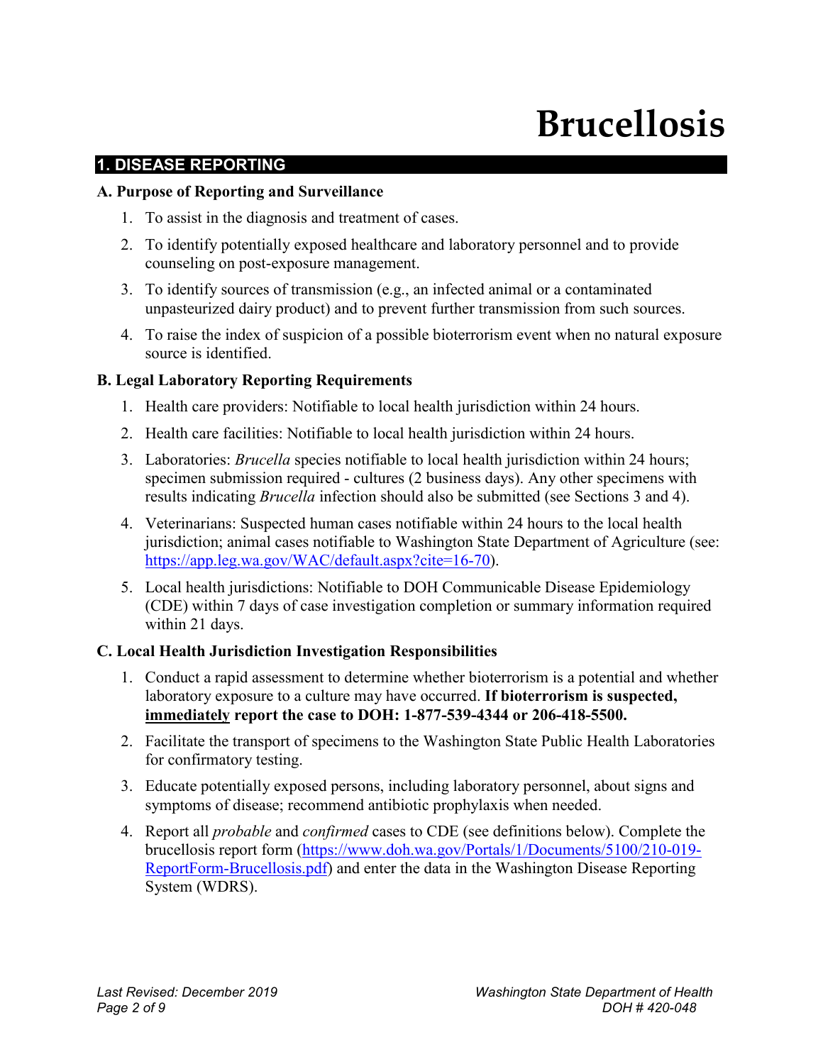# Brucellosis

## 1. DISEASE REPORTING

### A. Purpose of Reporting and Surveillance

1. To assist in the diagnosis and treatment of cases.
2. To identify potentially exposed healthcare and laboratory personnel and to provide counseling on post-exposure management.
3. To identify sources of transmission (e.g., an infected animal or a contaminated unpasteurized dairy product) and to prevent further transmission from such sources.
4. To raise the index of suspicion of a possible bioterrorism event when no natural exposure source is identified.

### B. Legal Laboratory Reporting Requirements

1. Health care providers: Notifiable to local health jurisdiction within 24 hours.
2. Health care facilities: Notifiable to local health jurisdiction within 24 hours.
3. Laboratories: *Brucella* species notifiable to local health jurisdiction within 24 hours; specimen submission required - cultures (2 business days). Any other specimens with results indicating *Brucella* infection should also be submitted (see Sections 3 and 4).
4. Veterinarians: Suspected human cases notifiable within 24 hours to the local health jurisdiction; animal cases notifiable to Washington State Department of Agriculture (see: [https://app.leg.wa.gov/WAC/default.aspx?cite=16-70](https://app.leg.wa.gov/WAC/default.aspx?cite=16-70)).
5. Local health jurisdictions: Notifiable to DOH Communicable Disease Epidemiology (CDE) within 7 days of case investigation completion or summary information required within 21 days.

### C. Local Health Jurisdiction Investigation Responsibilities

1. Conduct a rapid assessment to determine whether bioterrorism is a potential and whether laboratory exposure to a culture may have occurred. **If bioterrorism is suspected, <u>immediately</u> report the case to DOH: 1-877-539-4344 or 206-418-5500.**
2. Facilitate the transport of specimens to the Washington State Public Health Laboratories for confirmatory testing.
3. Educate potentially exposed persons, including laboratory personnel, about signs and symptoms of disease; recommend antibiotic prophylaxis when needed.
4. Report all *probable* and *confirmed* cases to CDE (see definitions below). Complete the brucellosis report form ([https://www.doh.wa.gov/Portals/1/Documents/5100/210-019-ReportForm-Brucellosis.pdf](https://www.doh.wa.gov/Portals/1/Documents/5100/210-019-ReportForm-Brucellosis.pdf)) and enter the data in the Washington Disease Reporting System (WDRS).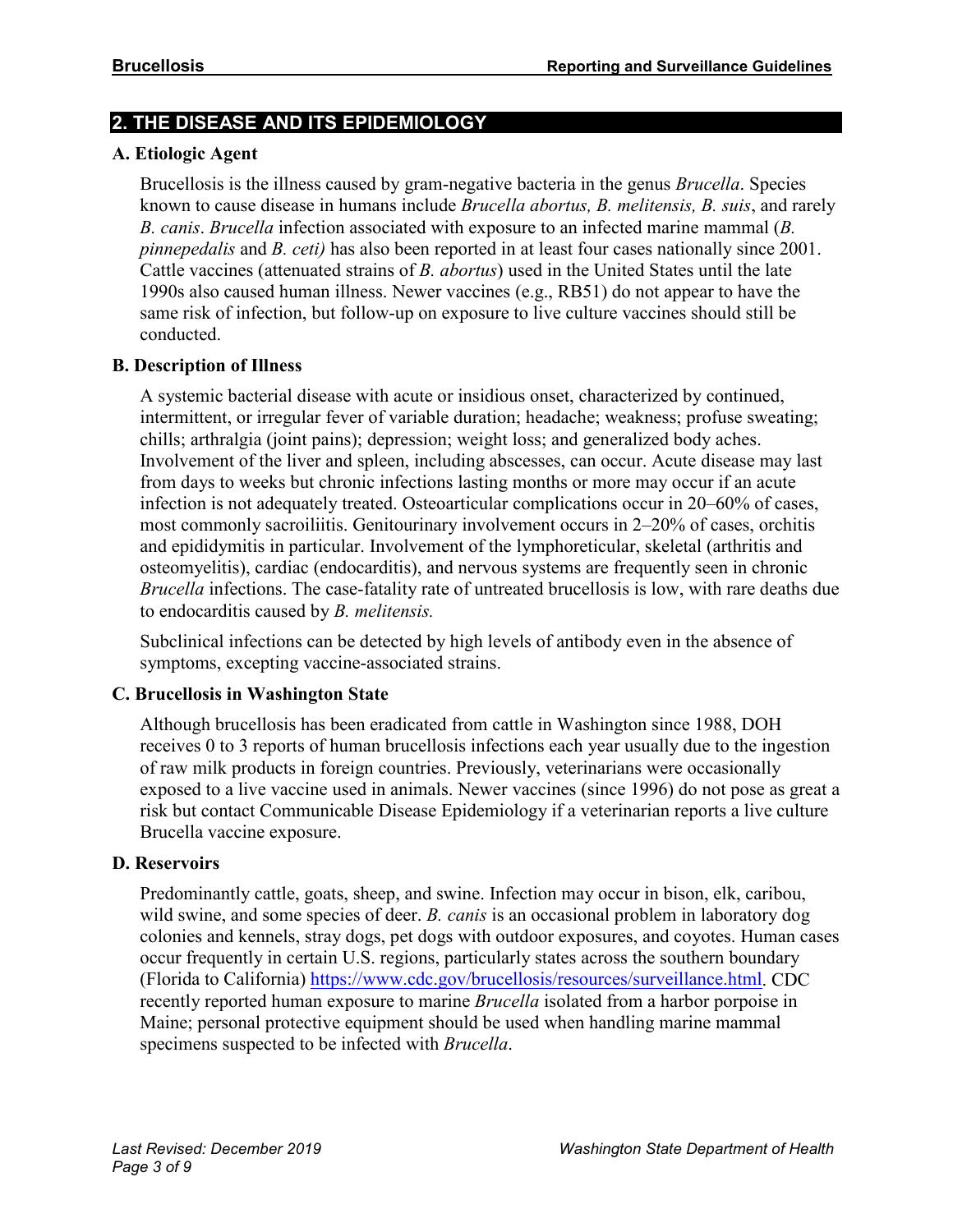## 2. THE DISEASE AND ITS EPIDEMIOLOGY

### A. Etiologic Agent

Brucellosis is the illness caused by gram-negative bacteria in the genus *Brucella*. Species known to cause disease in humans include *Brucella abortus, B. melitensis, B. suis*, and rarely *B. canis*. *Brucella* infection associated with exposure to an infected marine mammal (*B. pinnepedalis* and *B. ceti)* has also been reported in at least four cases nationally since 2001. Cattle vaccines (attenuated strains of *B. abortus*) used in the United States until the late 1990s also caused human illness. Newer vaccines (e.g., RB51) do not appear to have the same risk of infection, but follow-up on exposure to live culture vaccines should still be conducted.

### B. Description of Illness

A systemic bacterial disease with acute or insidious onset, characterized by continued, intermittent, or irregular fever of variable duration; headache; weakness; profuse sweating; chills; arthralgia (joint pains); depression; weight loss; and generalized body aches. Involvement of the liver and spleen, including abscesses, can occur. Acute disease may last from days to weeks but chronic infections lasting months or more may occur if an acute infection is not adequately treated. Osteoarticular complications occur in 20–60% of cases, most commonly sacroiliitis. Genitourinary involvement occurs in 2–20% of cases, orchitis and epididymitis in particular. Involvement of the lymphoreticular, skeletal (arthritis and osteomyelitis), cardiac (endocarditis), and nervous systems are frequently seen in chronic *Brucella* infections. The case-fatality rate of untreated brucellosis is low, with rare deaths due to endocarditis caused by *B. melitensis.*

Subclinical infections can be detected by high levels of antibody even in the absence of symptoms, excepting vaccine-associated strains.

### C. Brucellosis in Washington State

Although brucellosis has been eradicated from cattle in Washington since 1988, DOH receives 0 to 3 reports of human brucellosis infections each year usually due to the ingestion of raw milk products in foreign countries. Previously, veterinarians were occasionally exposed to a live vaccine used in animals. Newer vaccines (since 1996) do not pose as great a risk but contact Communicable Disease Epidemiology if a veterinarian reports a live culture Brucella vaccine exposure.

### D. Reservoirs

Predominantly cattle, goats, sheep, and swine. Infection may occur in bison, elk, caribou, wild swine, and some species of deer. *B. canis* is an occasional problem in laboratory dog colonies and kennels, stray dogs, pet dogs with outdoor exposures, and coyotes. Human cases occur frequently in certain U.S. regions, particularly states across the southern boundary (Florida to California) https://www.cdc.gov/brucellosis/resources/surveillance.html. CDC recently reported human exposure to marine *Brucella* isolated from a harbor porpoise in Maine; personal protective equipment should be used when handling marine mammal specimens suspected to be infected with *Brucella*.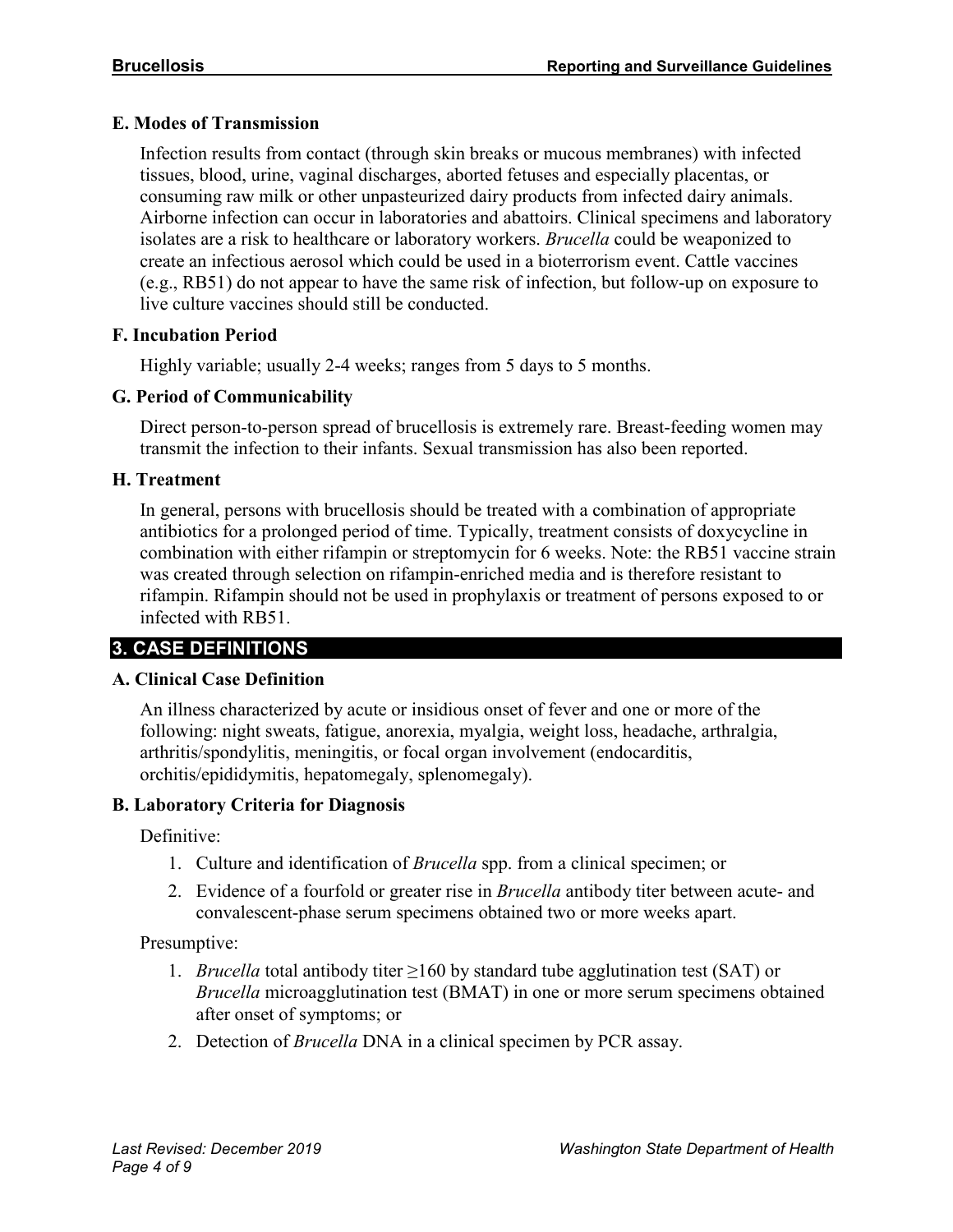### E. Modes of Transmission

Infection results from contact (through skin breaks or mucous membranes) with infected tissues, blood, urine, vaginal discharges, aborted fetuses and especially placentas, or consuming raw milk or other unpasteurized dairy products from infected dairy animals. Airborne infection can occur in laboratories and abattoirs. Clinical specimens and laboratory isolates are a risk to healthcare or laboratory workers. *Brucella* could be weaponized to create an infectious aerosol which could be used in a bioterrorism event. Cattle vaccines (e.g., RB51) do not appear to have the same risk of infection, but follow-up on exposure to live culture vaccines should still be conducted.

### F. Incubation Period

Highly variable; usually 2-4 weeks; ranges from 5 days to 5 months.

### G. Period of Communicability

Direct person-to-person spread of brucellosis is extremely rare. Breast-feeding women may transmit the infection to their infants. Sexual transmission has also been reported.

### H. Treatment

In general, persons with brucellosis should be treated with a combination of appropriate antibiotics for a prolonged period of time. Typically, treatment consists of doxycycline in combination with either rifampin or streptomycin for 6 weeks. Note: the RB51 vaccine strain was created through selection on rifampin-enriched media and is therefore resistant to rifampin. Rifampin should not be used in prophylaxis or treatment of persons exposed to or infected with RB51.

## 3. CASE DEFINITIONS

### A. Clinical Case Definition

An illness characterized by acute or insidious onset of fever and one or more of the following: night sweats, fatigue, anorexia, myalgia, weight loss, headache, arthralgia, arthritis/spondylitis, meningitis, or focal organ involvement (endocarditis, orchitis/epididymitis, hepatomegaly, splenomegaly).

### B. Laboratory Criteria for Diagnosis

Definitive:

1. Culture and identification of *Brucella* spp. from a clinical specimen; or
2. Evidence of a fourfold or greater rise in *Brucella* antibody titer between acute- and convalescent-phase serum specimens obtained two or more weeks apart.

Presumptive:

1. *Brucella* total antibody titer ≥160 by standard tube agglutination test (SAT) or *Brucella* microagglutination test (BMAT) in one or more serum specimens obtained after onset of symptoms; or
2. Detection of *Brucella* DNA in a clinical specimen by PCR assay.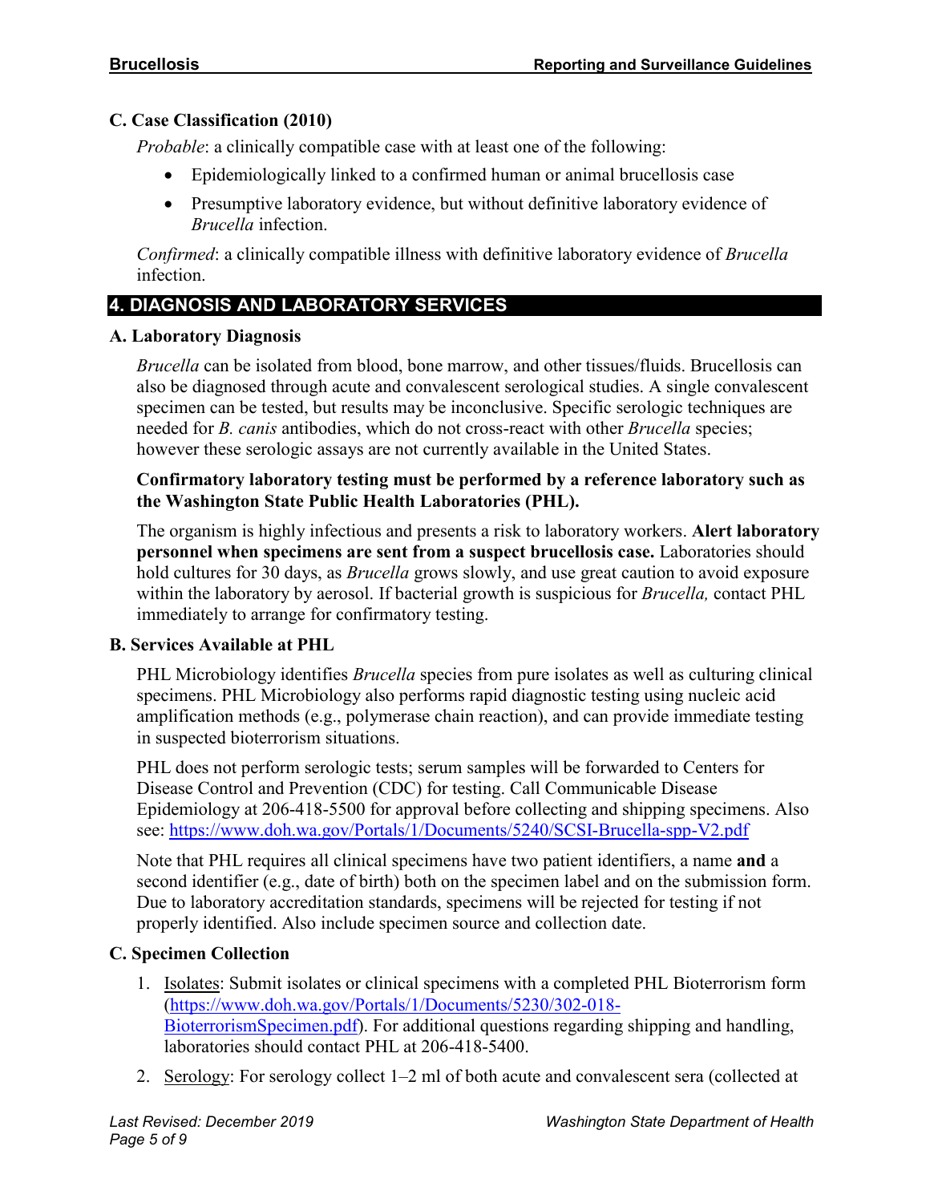### C. Case Classification (2010)

*Probable*: a clinically compatible case with at least one of the following:

- Epidemiologically linked to a confirmed human or animal brucellosis case
- Presumptive laboratory evidence, but without definitive laboratory evidence of *Brucella* infection.

*Confirmed*: a clinically compatible illness with definitive laboratory evidence of *Brucella* infection.

## 4. DIAGNOSIS AND LABORATORY SERVICES

### A. Laboratory Diagnosis

*Brucella* can be isolated from blood, bone marrow, and other tissues/fluids. Brucellosis can also be diagnosed through acute and convalescent serological studies. A single convalescent specimen can be tested, but results may be inconclusive. Specific serologic techniques are needed for *B. canis* antibodies, which do not cross-react with other *Brucella* species; however these serologic assays are not currently available in the United States.

**Confirmatory laboratory testing must be performed by a reference laboratory such as the Washington State Public Health Laboratories (PHL).**

The organism is highly infectious and presents a risk to laboratory workers. **Alert laboratory personnel when specimens are sent from a suspect brucellosis case.** Laboratories should hold cultures for 30 days, as *Brucella* grows slowly, and use great caution to avoid exposure within the laboratory by aerosol. If bacterial growth is suspicious for *Brucella,* contact PHL immediately to arrange for confirmatory testing.

### B. Services Available at PHL

PHL Microbiology identifies *Brucella* species from pure isolates as well as culturing clinical specimens. PHL Microbiology also performs rapid diagnostic testing using nucleic acid amplification methods (e.g., polymerase chain reaction), and can provide immediate testing in suspected bioterrorism situations.

PHL does not perform serologic tests; serum samples will be forwarded to Centers for Disease Control and Prevention (CDC) for testing. Call Communicable Disease Epidemiology at 206-418-5500 for approval before collecting and shipping specimens. Also see: https://www.doh.wa.gov/Portals/1/Documents/5240/SCSI-Brucella-spp-V2.pdf

Note that PHL requires all clinical specimens have two patient identifiers, a name **and** a second identifier (e.g., date of birth) both on the specimen label and on the submission form. Due to laboratory accreditation standards, specimens will be rejected for testing if not properly identified. Also include specimen source and collection date.

### C. Specimen Collection

1. Isolates: Submit isolates or clinical specimens with a completed PHL Bioterrorism form (https://www.doh.wa.gov/Portals/1/Documents/5230/302-018-BioterrorismSpecimen.pdf). For additional questions regarding shipping and handling, laboratories should contact PHL at 206-418-5400.
2. Serology: For serology collect 1–2 ml of both acute and convalescent sera (collected at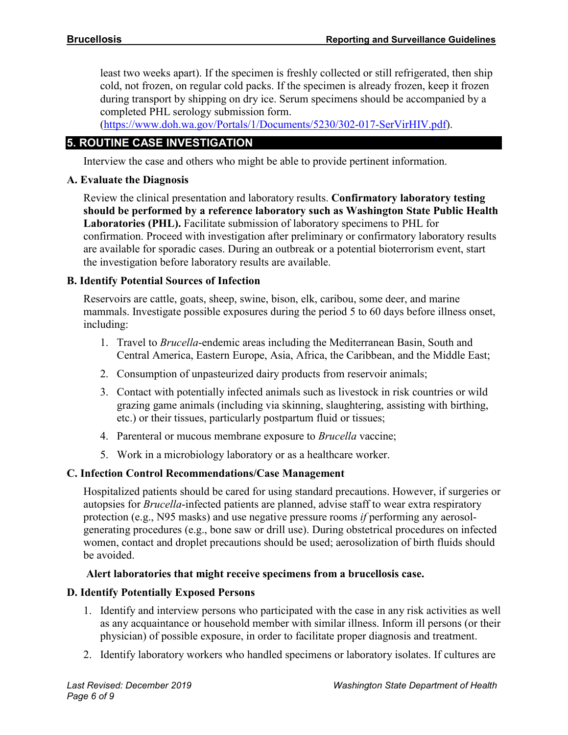least two weeks apart). If the specimen is freshly collected or still refrigerated, then ship cold, not frozen, on regular cold packs. If the specimen is already frozen, keep it frozen during transport by shipping on dry ice. Serum specimens should be accompanied by a completed PHL serology submission form.
(https://www.doh.wa.gov/Portals/1/Documents/5230/302-017-SerVirHIV.pdf).

## 5. ROUTINE CASE INVESTIGATION

Interview the case and others who might be able to provide pertinent information.

### A. Evaluate the Diagnosis

Review the clinical presentation and laboratory results. **Confirmatory laboratory testing should be performed by a reference laboratory such as Washington State Public Health Laboratories (PHL).** Facilitate submission of laboratory specimens to PHL for confirmation. Proceed with investigation after preliminary or confirmatory laboratory results are available for sporadic cases. During an outbreak or a potential bioterrorism event, start the investigation before laboratory results are available.

### B. Identify Potential Sources of Infection

Reservoirs are cattle, goats, sheep, swine, bison, elk, caribou, some deer, and marine mammals. Investigate possible exposures during the period 5 to 60 days before illness onset, including:

1. Travel to *Brucella*-endemic areas including the Mediterranean Basin, South and Central America, Eastern Europe, Asia, Africa, the Caribbean, and the Middle East;
2. Consumption of unpasteurized dairy products from reservoir animals;
3. Contact with potentially infected animals such as livestock in risk countries or wild grazing game animals (including via skinning, slaughtering, assisting with birthing, etc.) or their tissues, particularly postpartum fluid or tissues;
4. Parenteral or mucous membrane exposure to *Brucella* vaccine;
5. Work in a microbiology laboratory or as a healthcare worker.

### C. Infection Control Recommendations/Case Management

Hospitalized patients should be cared for using standard precautions. However, if surgeries or autopsies for *Brucella*-infected patients are planned, advise staff to wear extra respiratory protection (e.g., N95 masks) and use negative pressure rooms *if* performing any aerosol-generating procedures (e.g., bone saw or drill use). During obstetrical procedures on infected women, contact and droplet precautions should be used; aerosolization of birth fluids should be avoided.

**Alert laboratories that might receive specimens from a brucellosis case.**

### D. Identify Potentially Exposed Persons

1. Identify and interview persons who participated with the case in any risk activities as well as any acquaintance or household member with similar illness. Inform ill persons (or their physician) of possible exposure, in order to facilitate proper diagnosis and treatment.
2. Identify laboratory workers who handled specimens or laboratory isolates. If cultures are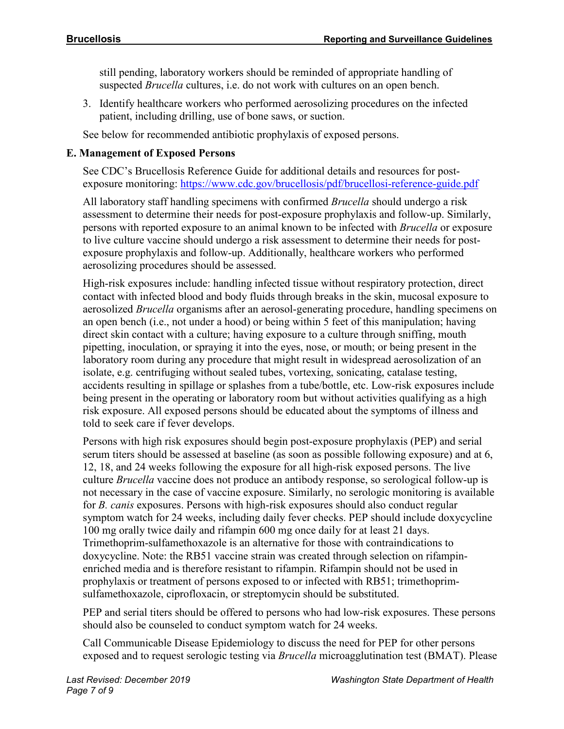still pending, laboratory workers should be reminded of appropriate handling of suspected *Brucella* cultures, i.e. do not work with cultures on an open bench.

3. Identify healthcare workers who performed aerosolizing procedures on the infected patient, including drilling, use of bone saws, or suction.

See below for recommended antibiotic prophylaxis of exposed persons.

### E. Management of Exposed Persons

See CDC's Brucellosis Reference Guide for additional details and resources for post-exposure monitoring: https://www.cdc.gov/brucellosis/pdf/brucellosi-reference-guide.pdf

All laboratory staff handling specimens with confirmed *Brucella* should undergo a risk assessment to determine their needs for post-exposure prophylaxis and follow-up. Similarly, persons with reported exposure to an animal known to be infected with *Brucella* or exposure to live culture vaccine should undergo a risk assessment to determine their needs for post-exposure prophylaxis and follow-up. Additionally, healthcare workers who performed aerosolizing procedures should be assessed.

High-risk exposures include: handling infected tissue without respiratory protection, direct contact with infected blood and body fluids through breaks in the skin, mucosal exposure to aerosolized *Brucella* organisms after an aerosol-generating procedure, handling specimens on an open bench (i.e., not under a hood) or being within 5 feet of this manipulation; having direct skin contact with a culture; having exposure to a culture through sniffing, mouth pipetting, inoculation, or spraying it into the eyes, nose, or mouth; or being present in the laboratory room during any procedure that might result in widespread aerosolization of an isolate, e.g. centrifuging without sealed tubes, vortexing, sonicating, catalase testing, accidents resulting in spillage or splashes from a tube/bottle, etc. Low-risk exposures include being present in the operating or laboratory room but without activities qualifying as a high risk exposure. All exposed persons should be educated about the symptoms of illness and told to seek care if fever develops.

Persons with high risk exposures should begin post-exposure prophylaxis (PEP) and serial serum titers should be assessed at baseline (as soon as possible following exposure) and at 6, 12, 18, and 24 weeks following the exposure for all high-risk exposed persons. The live culture *Brucella* vaccine does not produce an antibody response, so serological follow-up is not necessary in the case of vaccine exposure. Similarly, no serologic monitoring is available for *B. canis* exposures. Persons with high-risk exposures should also conduct regular symptom watch for 24 weeks, including daily fever checks. PEP should include doxycycline 100 mg orally twice daily and rifampin 600 mg once daily for at least 21 days. Trimethoprim-sulfamethoxazole is an alternative for those with contraindications to doxycycline. Note: the RB51 vaccine strain was created through selection on rifampin-enriched media and is therefore resistant to rifampin. Rifampin should not be used in prophylaxis or treatment of persons exposed to or infected with RB51; trimethoprim-sulfamethoxazole, ciprofloxacin, or streptomycin should be substituted.

PEP and serial titers should be offered to persons who had low-risk exposures. These persons should also be counseled to conduct symptom watch for 24 weeks.

Call Communicable Disease Epidemiology to discuss the need for PEP for other persons exposed and to request serologic testing via *Brucella* microagglutination test (BMAT). Please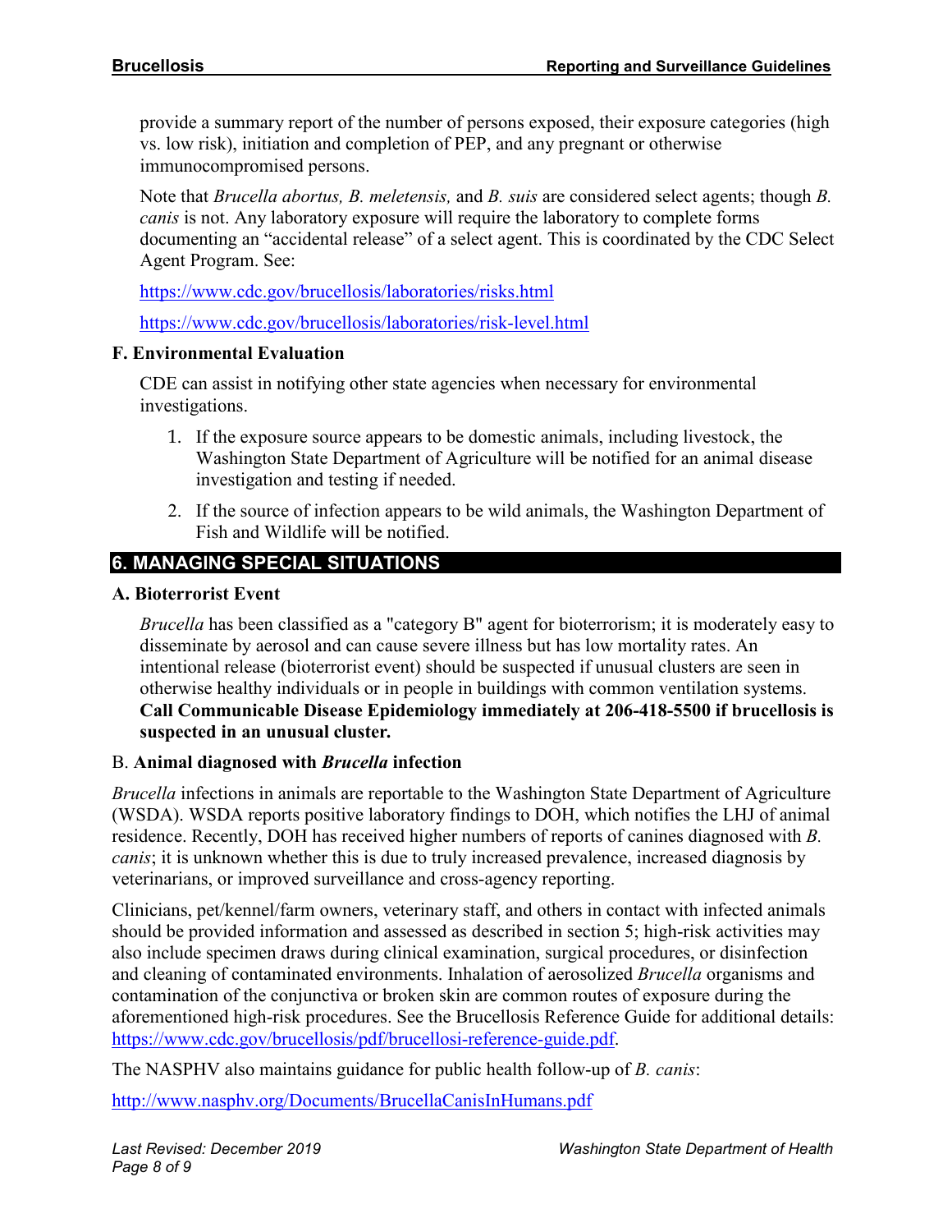provide a summary report of the number of persons exposed, their exposure categories (high vs. low risk), initiation and completion of PEP, and any pregnant or otherwise immunocompromised persons.

Note that *Brucella abortus, B. meletensis,* and *B. suis* are considered select agents; though *B. canis* is not. Any laboratory exposure will require the laboratory to complete forms documenting an "accidental release" of a select agent. This is coordinated by the CDC Select Agent Program. See:

https://www.cdc.gov/brucellosis/laboratories/risks.html

https://www.cdc.gov/brucellosis/laboratories/risk-level.html

### F. Environmental Evaluation

CDE can assist in notifying other state agencies when necessary for environmental investigations.

1. If the exposure source appears to be domestic animals, including livestock, the Washington State Department of Agriculture will be notified for an animal disease investigation and testing if needed.
2. If the source of infection appears to be wild animals, the Washington Department of Fish and Wildlife will be notified.

## 6. MANAGING SPECIAL SITUATIONS

### A. Bioterrorist Event

*Brucella* has been classified as a "category B" agent for bioterrorism; it is moderately easy to disseminate by aerosol and can cause severe illness but has low mortality rates. An intentional release (bioterrorist event) should be suspected if unusual clusters are seen in otherwise healthy individuals or in people in buildings with common ventilation systems. **Call Communicable Disease Epidemiology immediately at 206-418-5500 if brucellosis is suspected in an unusual cluster.**

### B. Animal diagnosed with *Brucella* infection

*Brucella* infections in animals are reportable to the Washington State Department of Agriculture (WSDA). WSDA reports positive laboratory findings to DOH, which notifies the LHJ of animal residence. Recently, DOH has received higher numbers of reports of canines diagnosed with *B. canis*; it is unknown whether this is due to truly increased prevalence, increased diagnosis by veterinarians, or improved surveillance and cross-agency reporting.

Clinicians, pet/kennel/farm owners, veterinary staff, and others in contact with infected animals should be provided information and assessed as described in section 5; high-risk activities may also include specimen draws during clinical examination, surgical procedures, or disinfection and cleaning of contaminated environments. Inhalation of aerosolized *Brucella* organisms and contamination of the conjunctiva or broken skin are common routes of exposure during the aforementioned high-risk procedures. See the Brucellosis Reference Guide for additional details: https://www.cdc.gov/brucellosis/pdf/brucellosi-reference-guide.pdf.

The NASPHV also maintains guidance for public health follow-up of *B. canis*:

http://www.nasphv.org/Documents/BrucellaCanisInHumans.pdf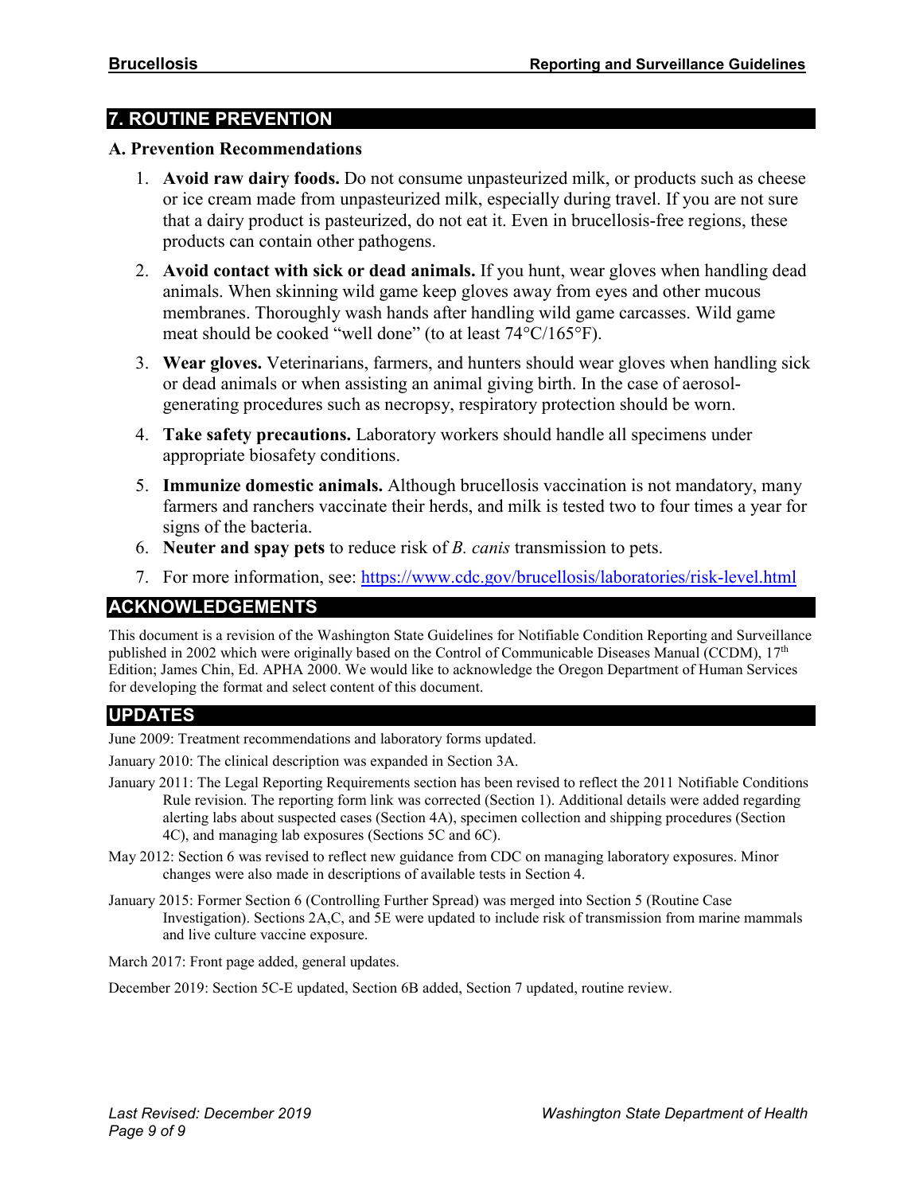## 7. ROUTINE PREVENTION

### A. Prevention Recommendations

1. **Avoid raw dairy foods.** Do not consume unpasteurized milk, or products such as cheese or ice cream made from unpasteurized milk, especially during travel. If you are not sure that a dairy product is pasteurized, do not eat it. Even in brucellosis-free regions, these products can contain other pathogens.
2. **Avoid contact with sick or dead animals.** If you hunt, wear gloves when handling dead animals. When skinning wild game keep gloves away from eyes and other mucous membranes. Thoroughly wash hands after handling wild game carcasses. Wild game meat should be cooked "well done" (to at least 74°C/165°F).
3. **Wear gloves.** Veterinarians, farmers, and hunters should wear gloves when handling sick or dead animals or when assisting an animal giving birth. In the case of aerosol-generating procedures such as necropsy, respiratory protection should be worn.
4. **Take safety precautions.** Laboratory workers should handle all specimens under appropriate biosafety conditions.
5. **Immunize domestic animals.** Although brucellosis vaccination is not mandatory, many farmers and ranchers vaccinate their herds, and milk is tested two to four times a year for signs of the bacteria.
6. **Neuter and spay pets** to reduce risk of *B. canis* transmission to pets.
7. For more information, see: https://www.cdc.gov/brucellosis/laboratories/risk-level.html

## ACKNOWLEDGEMENTS

This document is a revision of the Washington State Guidelines for Notifiable Condition Reporting and Surveillance published in 2002 which were originally based on the Control of Communicable Diseases Manual (CCDM), 17th Edition; James Chin, Ed. APHA 2000. We would like to acknowledge the Oregon Department of Human Services for developing the format and select content of this document.

## UPDATES

June 2009: Treatment recommendations and laboratory forms updated.

January 2010: The clinical description was expanded in Section 3A.

January 2011: The Legal Reporting Requirements section has been revised to reflect the 2011 Notifiable Conditions Rule revision. The reporting form link was corrected (Section 1). Additional details were added regarding alerting labs about suspected cases (Section 4A), specimen collection and shipping procedures (Section 4C), and managing lab exposures (Sections 5C and 6C).

May 2012: Section 6 was revised to reflect new guidance from CDC on managing laboratory exposures. Minor changes were also made in descriptions of available tests in Section 4.

January 2015: Former Section 6 (Controlling Further Spread) was merged into Section 5 (Routine Case Investigation). Sections 2A,C, and 5E were updated to include risk of transmission from marine mammals and live culture vaccine exposure.

March 2017: Front page added, general updates.

December 2019: Section 5C-E updated, Section 6B added, Section 7 updated, routine review.